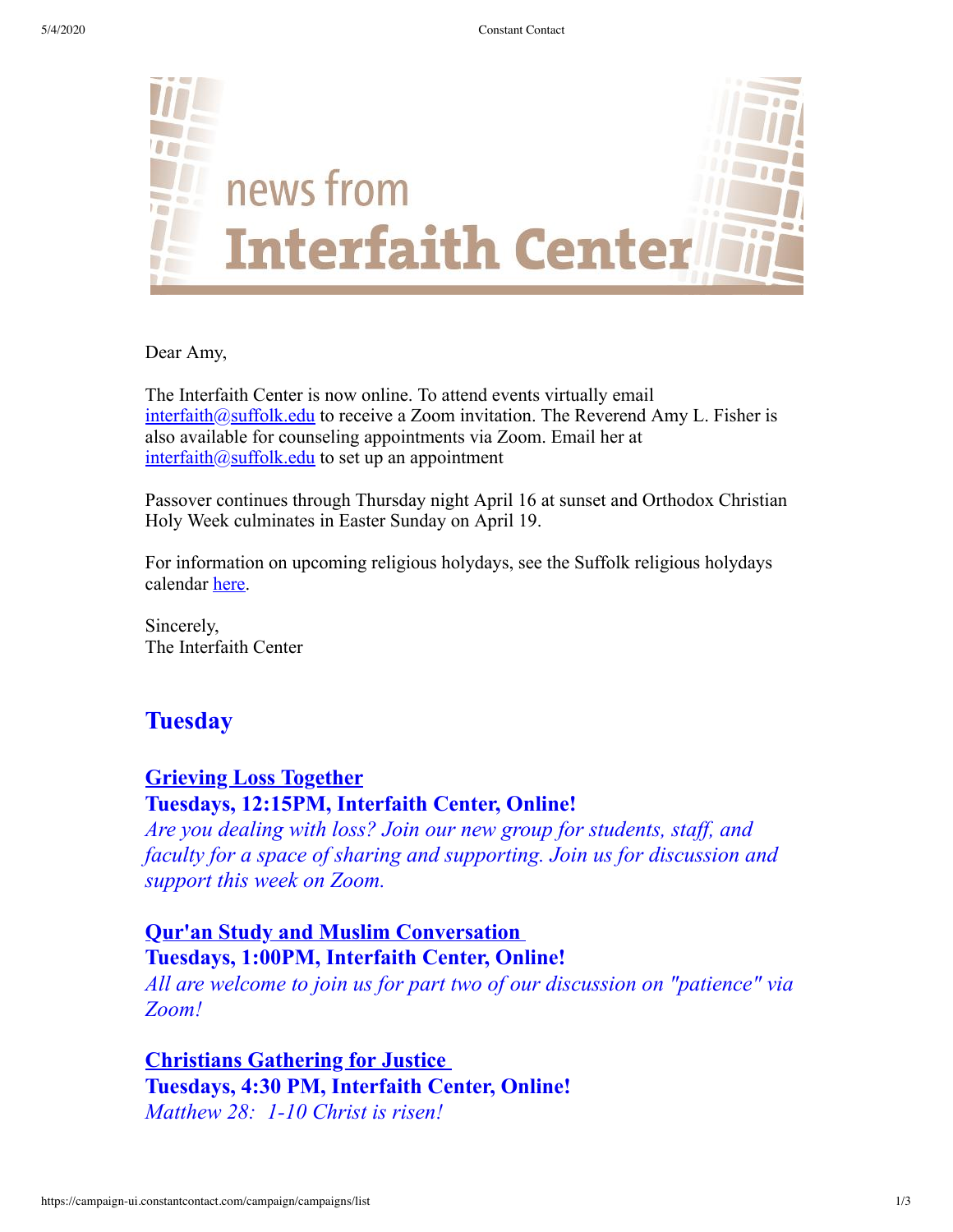news from **Interfaith Center**

Dear Amy,

The Interfaith Center is now online. To attend events virtually email interfaith@suffolk.edu to receive a Zoom invitation. The Reverend Amy L. Fisher is also available for counseling appointments via Zoom. Email her at interfaith@suffolk.edu to set up an appointment

Passover continues through Thursday night April 16 at sunset and Orthodox Christian Holy Week culminates in Easter Sunday on April 19.

For information on upcoming religious holydays, see the Suffolk religious holydays calendar here.

Sincerely,
The Interfaith Center

## Tuesday

**Grieving Loss Together**
**Tuesdays, 12:15PM, Interfaith Center, Online!**
*Are you dealing with loss? Join our new group for students, staff, and faculty for a space of sharing and supporting. Join us for discussion and support this week on Zoom.*

**Qur'an Study and Muslim Conversation**
**Tuesdays, 1:00PM, Interfaith Center, Online!**
*All are welcome to join us for part two of our discussion on "patience" via Zoom!*

**Christians Gathering for Justice**
**Tuesdays, 4:30 PM, Interfaith Center, Online!**
*Matthew 28: 1-10 Christ is risen!*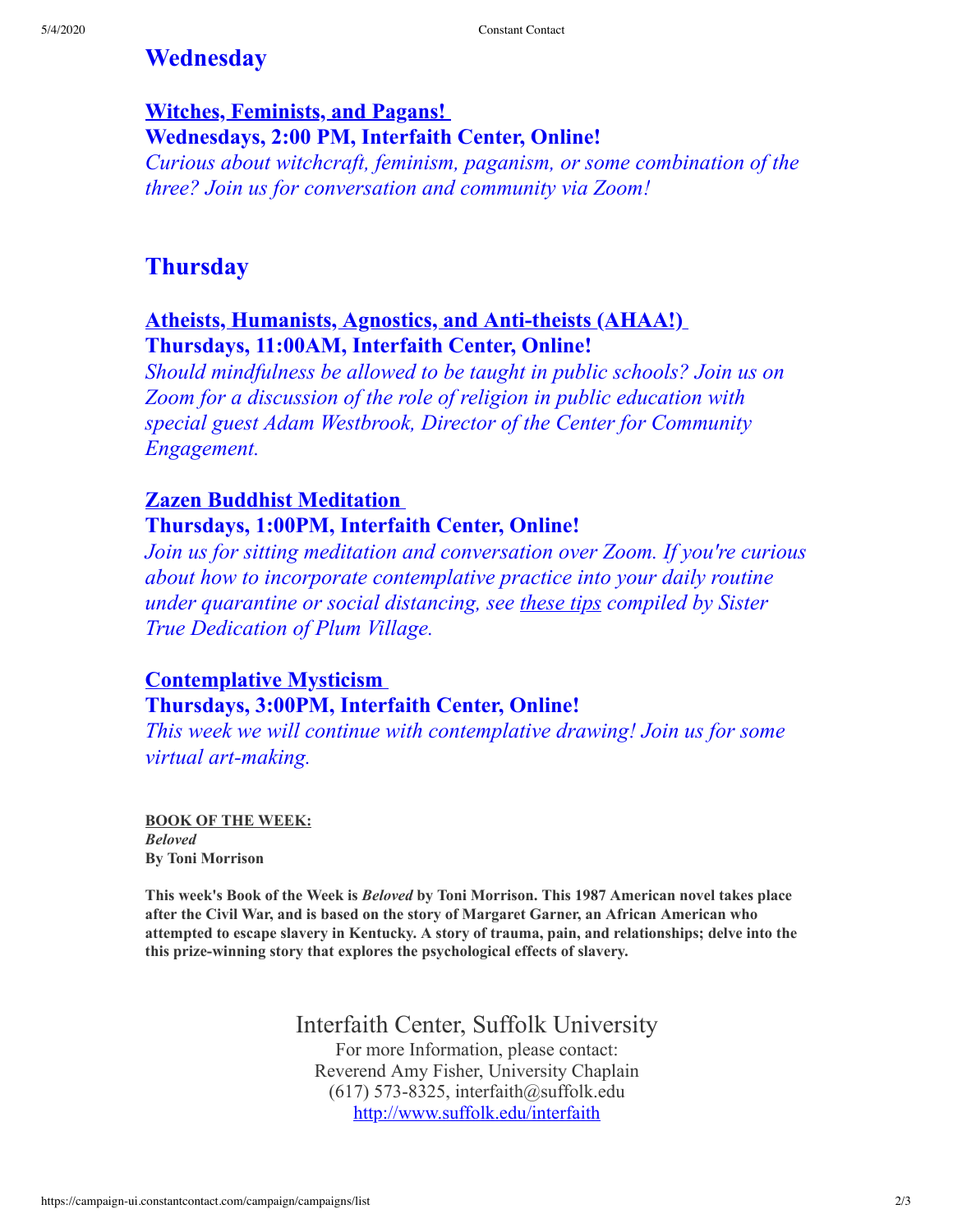## Wednesday

### Witches, Feminists, and Pagans!
### Wednesdays, 2:00 PM, Interfaith Center, Online!

*Curious about witchcraft, feminism, paganism, or some combination of the three? Join us for conversation and community via Zoom!*

## Thursday

### Atheists, Humanists, Agnostics, and Anti-theists (AHAA!)
### Thursdays, 11:00AM, Interfaith Center, Online!

*Should mindfulness be allowed to be taught in public schools? Join us on Zoom for a discussion of the role of religion in public education with special guest Adam Westbrook, Director of the Center for Community Engagement.*

### Zazen Buddhist Meditation
### Thursdays, 1:00PM, Interfaith Center, Online!

*Join us for sitting meditation and conversation over Zoom. If you're curious about how to incorporate contemplative practice into your daily routine under quarantine or social distancing, see these tips compiled by Sister True Dedication of Plum Village.*

### Contemplative Mysticism
### Thursdays, 3:00PM, Interfaith Center, Online!

*This week we will continue with contemplative drawing! Join us for some virtual art-making.*

**BOOK OF THE WEEK:**
***Beloved***
**By Toni Morrison**

**This week's Book of the Week is *Beloved* by Toni Morrison. This 1987 American novel takes place after the Civil War, and is based on the story of Margaret Garner, an African American who attempted to escape slavery in Kentucky. A story of trauma, pain, and relationships; delve into the this prize-winning story that explores the psychological effects of slavery.**

Interfaith Center, Suffolk University
For more Information, please contact:
Reverend Amy Fisher, University Chaplain
(617) 573-8325, interfaith@suffolk.edu
http://www.suffolk.edu/interfaith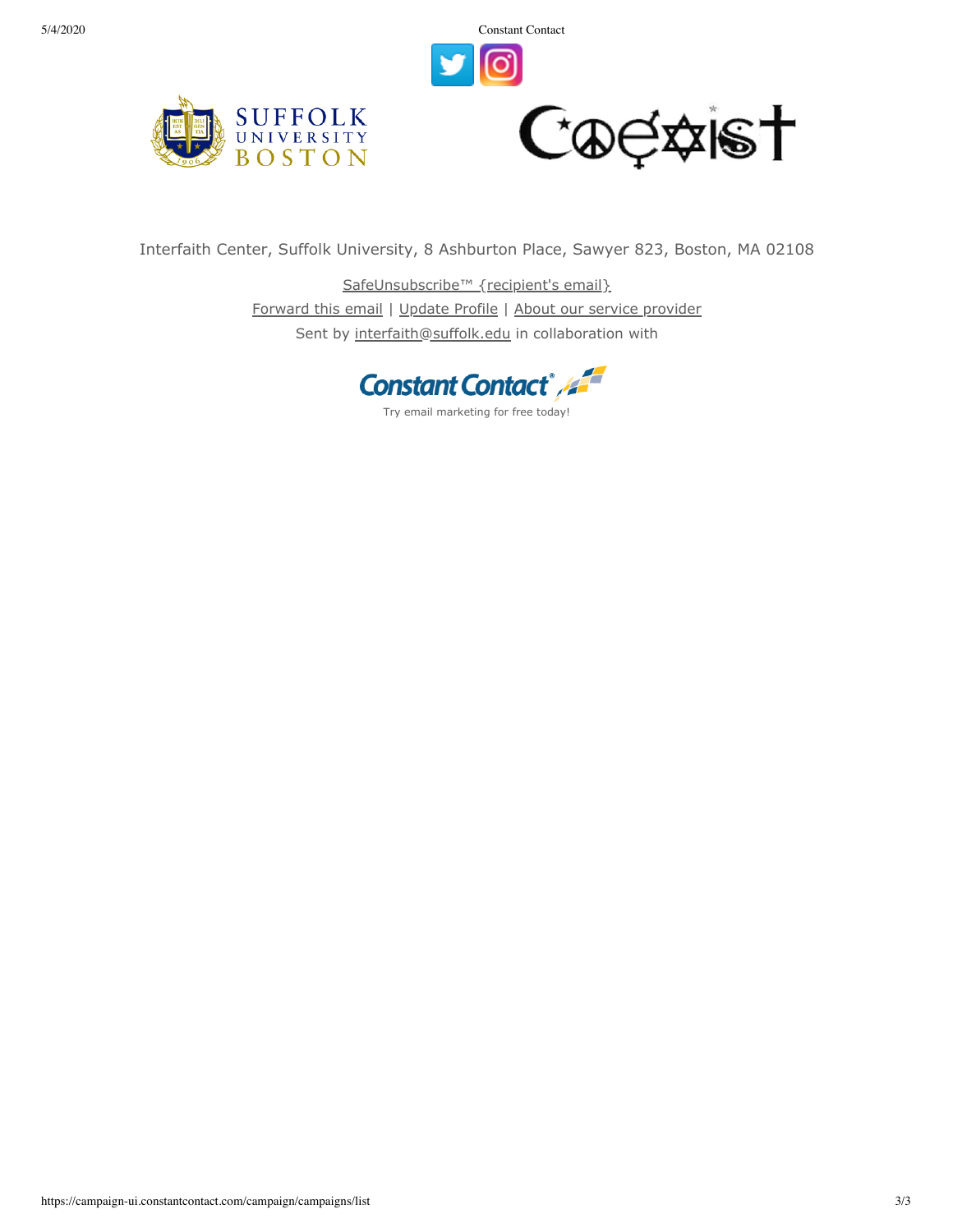Interfaith Center, Suffolk University, 8 Ashburton Place, Sawyer 823, Boston, MA 02108

SafeUnsubscribe™ {recipient's email}

Forward this email | Update Profile | About our service provider

Sent by interfaith@suffolk.edu in collaboration with

Try email marketing for free today!